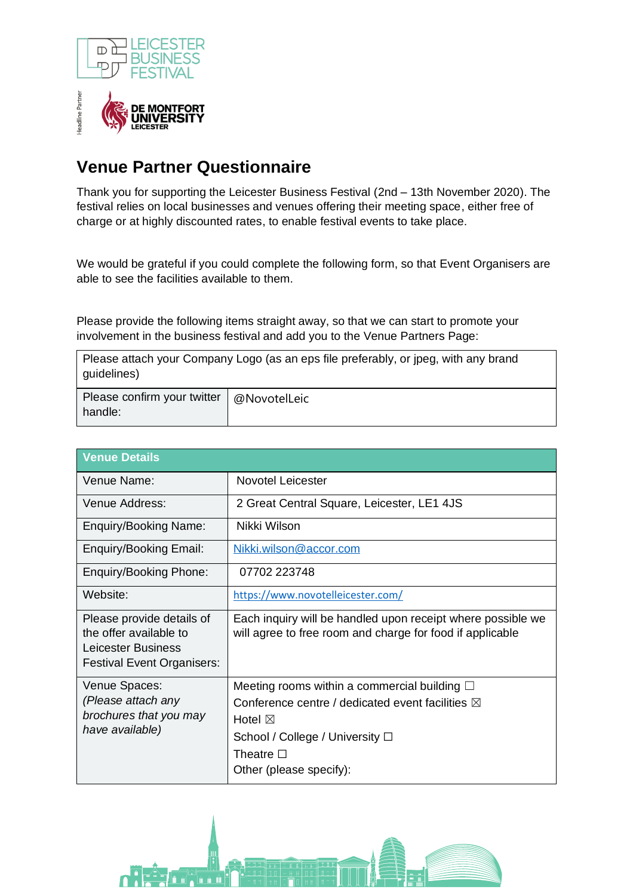# Venue Partner Questionnaire

Thank you for supporting the Leicester Business Festival (2nd – 13th November 2020). The festival relies on local businesses and venues offering their meeting space, either free of charge or at highly discounted rates, to enable festival events to take place.

We would be grateful if you could complete the following form, so that Event Organisers are able to see the facilities available to them.

Please provide the following items straight away, so that we can start to promote your involvement in the business festival and add you to the Venue Partners Page:

| Please attach your Company Logo (as an eps file preferably, or jpeg, with any brand guidelines) | |
|---|---|
| Please confirm your twitter handle: | @NovotelLeic |

| Venue Details | |
|---|---|
| Venue Name: | Novotel Leicester |
| Venue Address: | 2 Great Central Square, Leicester, LE1 4JS |
| Enquiry/Booking Name: | Nikki Wilson |
| Enquiry/Booking Email: | Nikki.wilson@accor.com |
| Enquiry/Booking Phone: | 07702 223748 |
| Website: | https://www.novotelleicester.com/ |
| Please provide details of the offer available to Leicester Business Festival Event Organisers: | Each inquiry will be handled upon receipt where possible we will agree to free room and charge for food if applicable |
| Venue Spaces: *(Please attach any brochures that you may have available)* | Meeting rooms within a commercial building ☐<br>Conference centre / dedicated event facilities ☒<br>Hotel ☒<br>School / College / University ☐<br>Theatre ☐<br>Other (please specify): |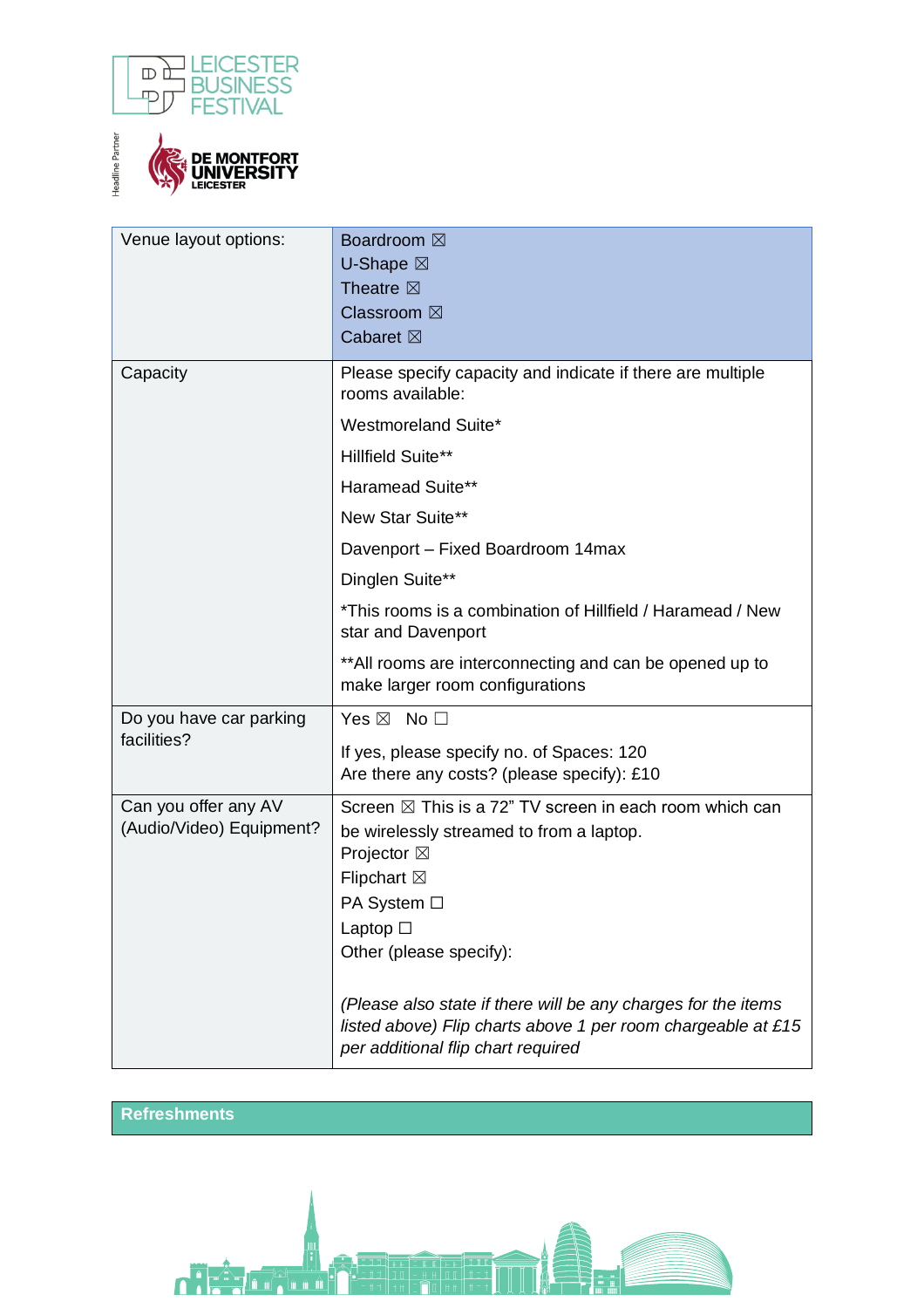| Venue layout options: | Boardroom ☒<br>U-Shape ☒<br>Theatre ☒<br>Classroom ☒<br>Cabaret ☒ |
|---|---|
| Capacity | Please specify capacity and indicate if there are multiple rooms available:<br>Westmoreland Suite*<br>Hillfield Suite**<br>Haramead Suite**<br>New Star Suite**<br>Davenport – Fixed Boardroom 14max<br>Dinglen Suite**<br>*This rooms is a combination of Hillfield / Haramead / New star and Davenport<br>**All rooms are interconnecting and can be opened up to make larger room configurations |
| Do you have car parking facilities? | Yes ☒ No ☐<br>If yes, please specify no. of Spaces: 120<br>Are there any costs? (please specify): £10 |
| Can you offer any AV (Audio/Video) Equipment? | Screen ☒ This is a 72" TV screen in each room which can be wirelessly streamed to from a laptop.<br>Projector ☒<br>Flipchart ☒<br>PA System ☐<br>Laptop ☐<br>Other (please specify):<br>*(Please also state if there will be any charges for the items listed above) Flip charts above 1 per room chargeable at £15 per additional flip chart required* |

## Refreshments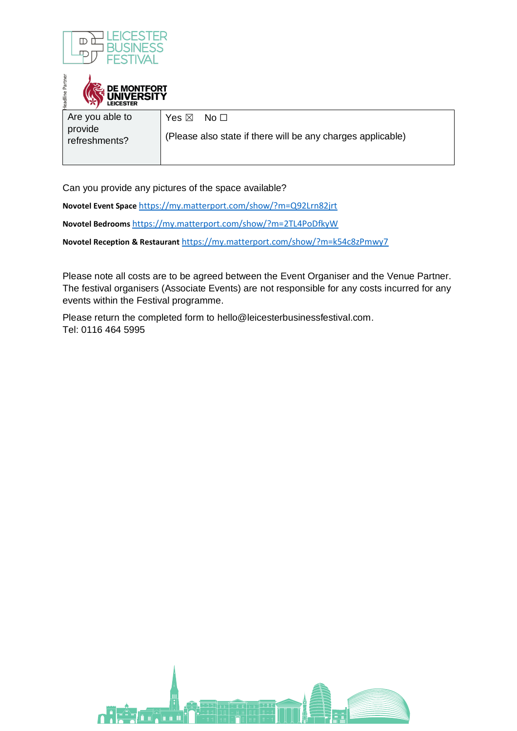| | |
|---|---|
| Are you able to provide refreshments? | Yes ☒ No ☐<br><br>(Please also state if there will be any charges applicable) |

Can you provide any pictures of the space available?

**Novotel Event Space** https://my.matterport.com/show/?m=Q92Lrn82jrt

**Novotel Bedrooms** https://my.matterport.com/show/?m=2TL4PoDfkyW

**Novotel Reception & Restaurant** https://my.matterport.com/show/?m=k54c8zPmwy7

Please note all costs are to be agreed between the Event Organiser and the Venue Partner. The festival organisers (Associate Events) are not responsible for any costs incurred for any events within the Festival programme.

Please return the completed form to hello@leicesterbusinessfestival.com.
Tel: 0116 464 5995